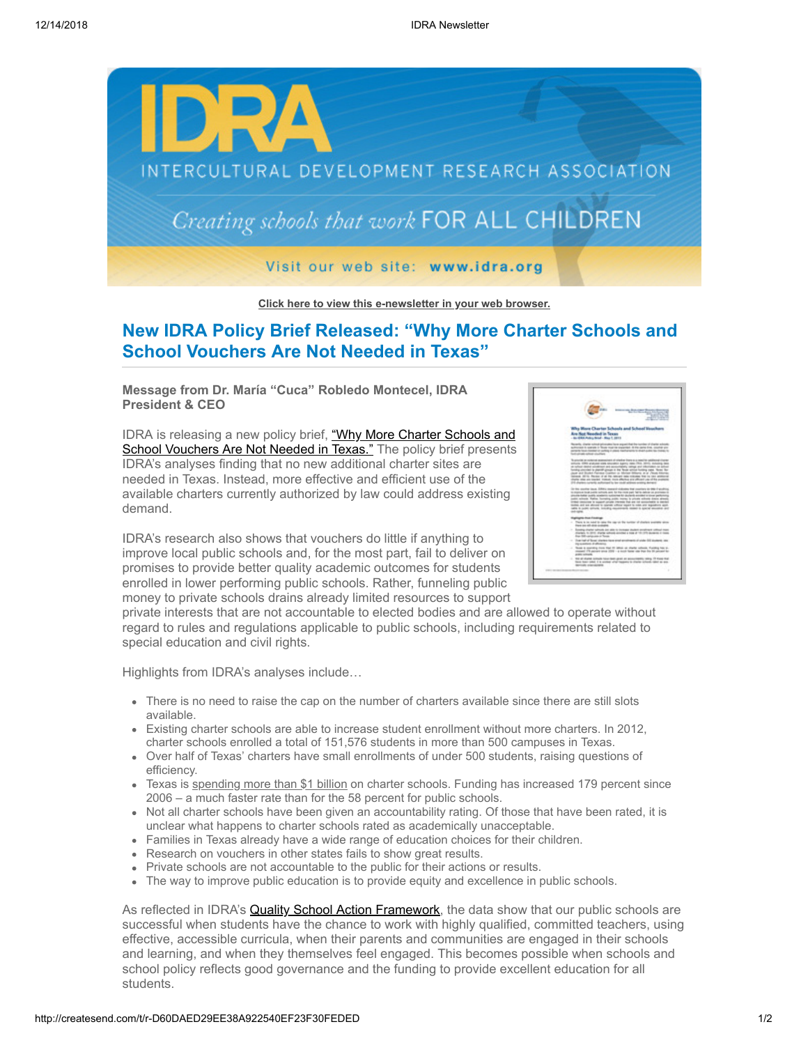Click here to view this e-newsletter in your web browser.

## New IDRA Policy Brief Released: "Why More Charter Schools and School Vouchers Are Not Needed in Texas"

**Message from Dr. María "Cuca" Robledo Montecel, IDRA President & CEO**

IDRA is releasing a new policy brief, "Why More Charter Schools and School Vouchers Are Not Needed in Texas." The policy brief presents IDRA's analyses finding that no new additional charter sites are needed in Texas. Instead, more effective and efficient use of the available charters currently authorized by law could address existing demand.

IDRA's research also shows that vouchers do little if anything to improve local public schools and, for the most part, fail to deliver on promises to provide better quality academic outcomes for students enrolled in lower performing public schools. Rather, funneling public money to private schools drains already limited resources to support private interests that are not accountable to elected bodies and are allowed to operate without regard to rules and regulations applicable to public schools, including requirements related to special education and civil rights.

Highlights from IDRA's analyses include…

- There is no need to raise the cap on the number of charters available since there are still slots available.
- Existing charter schools are able to increase student enrollment without more charters. In 2012, charter schools enrolled a total of 151,576 students in more than 500 campuses in Texas.
- Over half of Texas' charters have small enrollments of under 500 students, raising questions of efficiency.
- Texas is spending more than $1 billion on charter schools. Funding has increased 179 percent since 2006 – a much faster rate than for the 58 percent for public schools.
- Not all charter schools have been given an accountability rating. Of those that have been rated, it is unclear what happens to charter schools rated as academically unacceptable.
- Families in Texas already have a wide range of education choices for their children.
- Research on vouchers in other states fails to show great results.
- Private schools are not accountable to the public for their actions or results.
- The way to improve public education is to provide equity and excellence in public schools.

As reflected in IDRA's Quality School Action Framework, the data show that our public schools are successful when students have the chance to work with highly qualified, committed teachers, using effective, accessible curricula, when their parents and communities are engaged in their schools and learning, and when they themselves feel engaged. This becomes possible when schools and school policy reflects good governance and the funding to provide excellent education for all students.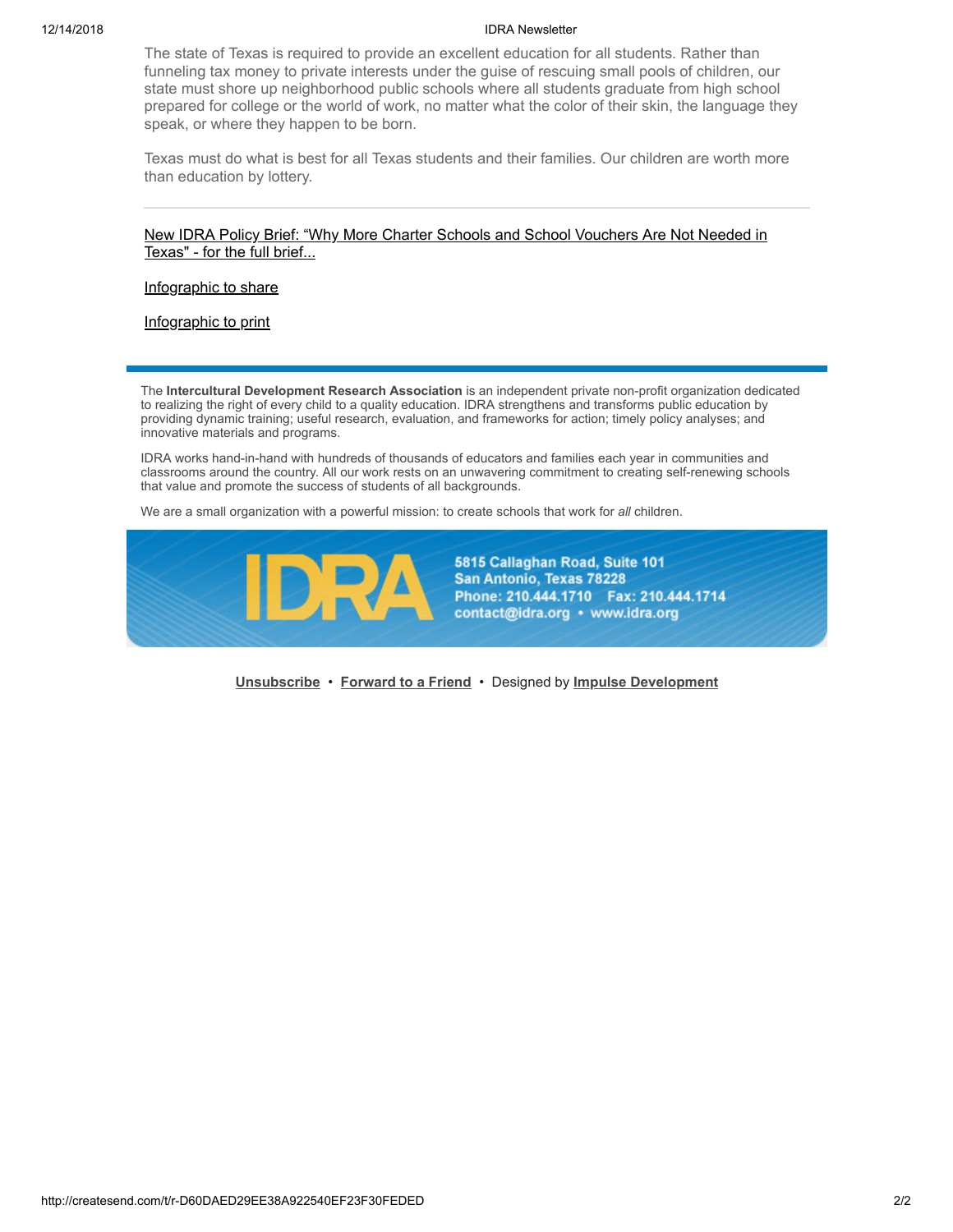The state of Texas is required to provide an excellent education for all students. Rather than funneling tax money to private interests under the guise of rescuing small pools of children, our state must shore up neighborhood public schools where all students graduate from high school prepared for college or the world of work, no matter what the color of their skin, the language they speak, or where they happen to be born.

Texas must do what is best for all Texas students and their families. Our children are worth more than education by lottery.

---

New IDRA Policy Brief: "Why More Charter Schools and School Vouchers Are Not Needed in Texas" - for the full brief...

Infographic to share

Infographic to print

---

The **Intercultural Development Research Association** is an independent private non-profit organization dedicated to realizing the right of every child to a quality education. IDRA strengthens and transforms public education by providing dynamic training; useful research, evaluation, and frameworks for action; timely policy analyses; and innovative materials and programs.

IDRA works hand-in-hand with hundreds of thousands of educators and families each year in communities and classrooms around the country. All our work rests on an unwavering commitment to creating self-renewing schools that value and promote the success of students of all backgrounds.

We are a small organization with a powerful mission: to create schools that work for *all* children.

IDRA

5815 Callaghan Road, Suite 101
San Antonio, Texas 78228
Phone: 210.444.1710 Fax: 210.444.1714
contact@idra.org • www.idra.org

**Unsubscribe** • **Forward to a Friend** • Designed by **Impulse Development**